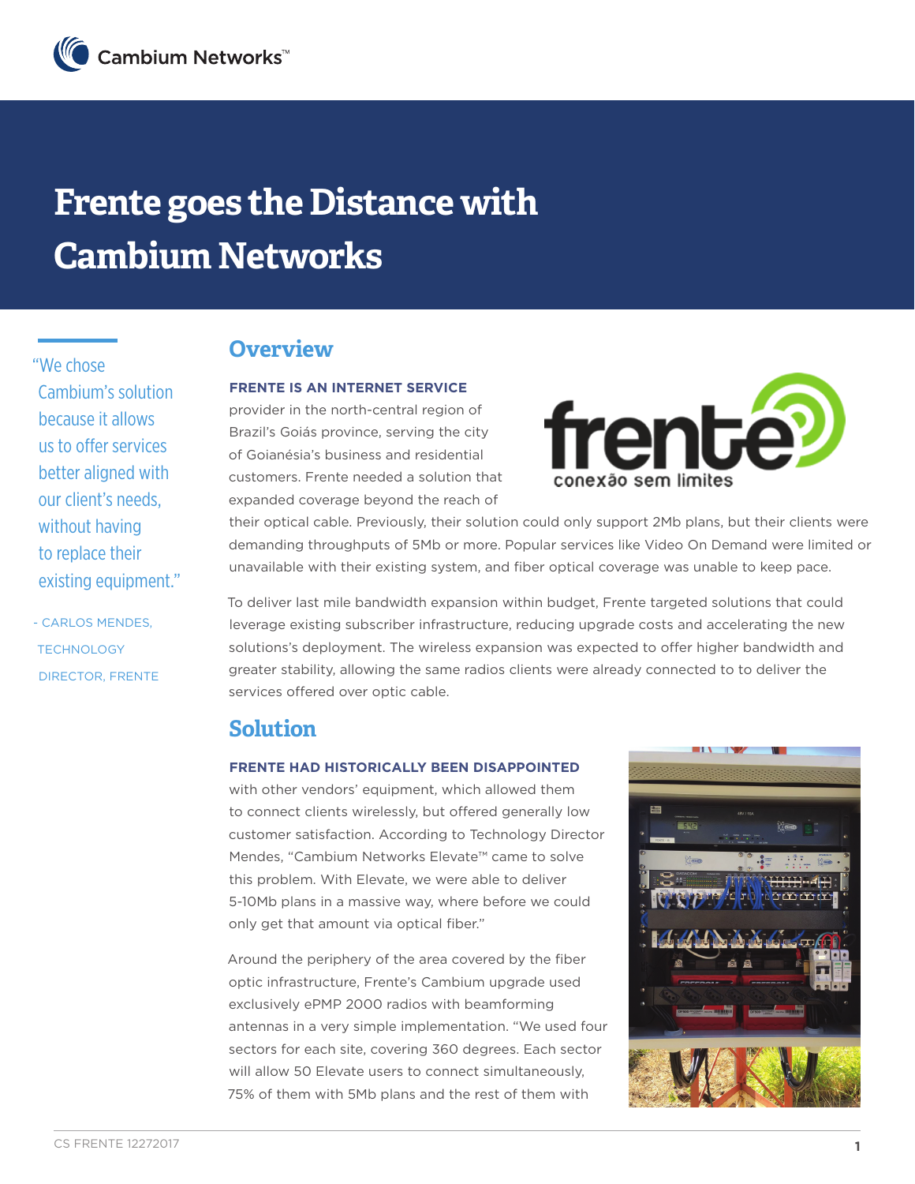# Frente goes the Distance with Cambium Networks

> "We chose Cambium's solution because it allows us to offer services better aligned with our client's needs, without having to replace their existing equipment."
>
> - CARLOS MENDES, TECHNOLOGY DIRECTOR, FRENTE

## Overview

**FRENTE IS AN INTERNET SERVICE** provider in the north-central region of Brazil's Goiás province, serving the city of Goianésia's business and residential customers. Frente needed a solution that expanded coverage beyond the reach of their optical cable. Previously, their solution could only support 2Mb plans, but their clients were demanding throughputs of 5Mb or more. Popular services like Video On Demand were limited or unavailable with their existing system, and fiber optical coverage was unable to keep pace.

To deliver last mile bandwidth expansion within budget, Frente targeted solutions that could leverage existing subscriber infrastructure, reducing upgrade costs and accelerating the new solutions's deployment. The wireless expansion was expected to offer higher bandwidth and greater stability, allowing the same radios clients were already connected to to deliver the services offered over optic cable.

## Solution

**FRENTE HAD HISTORICALLY BEEN DISAPPOINTED** with other vendors' equipment, which allowed them to connect clients wirelessly, but offered generally low customer satisfaction. According to Technology Director Mendes, "Cambium Networks Elevate™ came to solve this problem. With Elevate, we were able to deliver 5-10Mb plans in a massive way, where before we could only get that amount via optical fiber."

Around the periphery of the area covered by the fiber optic infrastructure, Frente's Cambium upgrade used exclusively ePMP 2000 radios with beamforming antennas in a very simple implementation. "We used four sectors for each site, covering 360 degrees. Each sector will allow 50 Elevate users to connect simultaneously, 75% of them with 5Mb plans and the rest of them with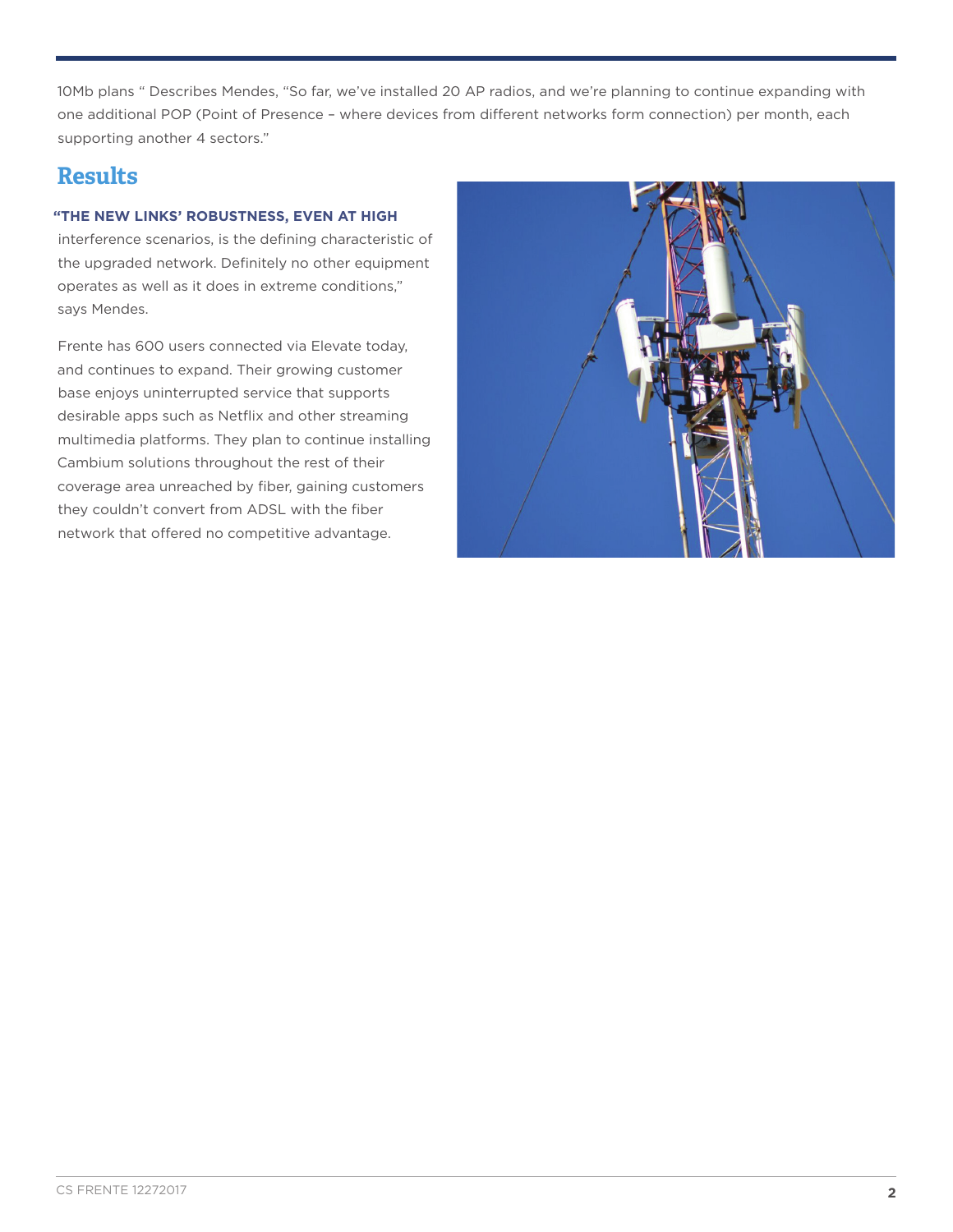10Mb plans " Describes Mendes, "So far, we've installed 20 AP radios, and we're planning to continue expanding with one additional POP (Point of Presence – where devices from different networks form connection) per month, each supporting another 4 sectors."

## Results

**"THE NEW LINKS' ROBUSTNESS, EVEN AT HIGH** interference scenarios, is the defining characteristic of the upgraded network. Definitely no other equipment operates as well as it does in extreme conditions," says Mendes.

Frente has 600 users connected via Elevate today, and continues to expand. Their growing customer base enjoys uninterrupted service that supports desirable apps such as Netflix and other streaming multimedia platforms. They plan to continue installing Cambium solutions throughout the rest of their coverage area unreached by fiber, gaining customers they couldn't convert from ADSL with the fiber network that offered no competitive advantage.